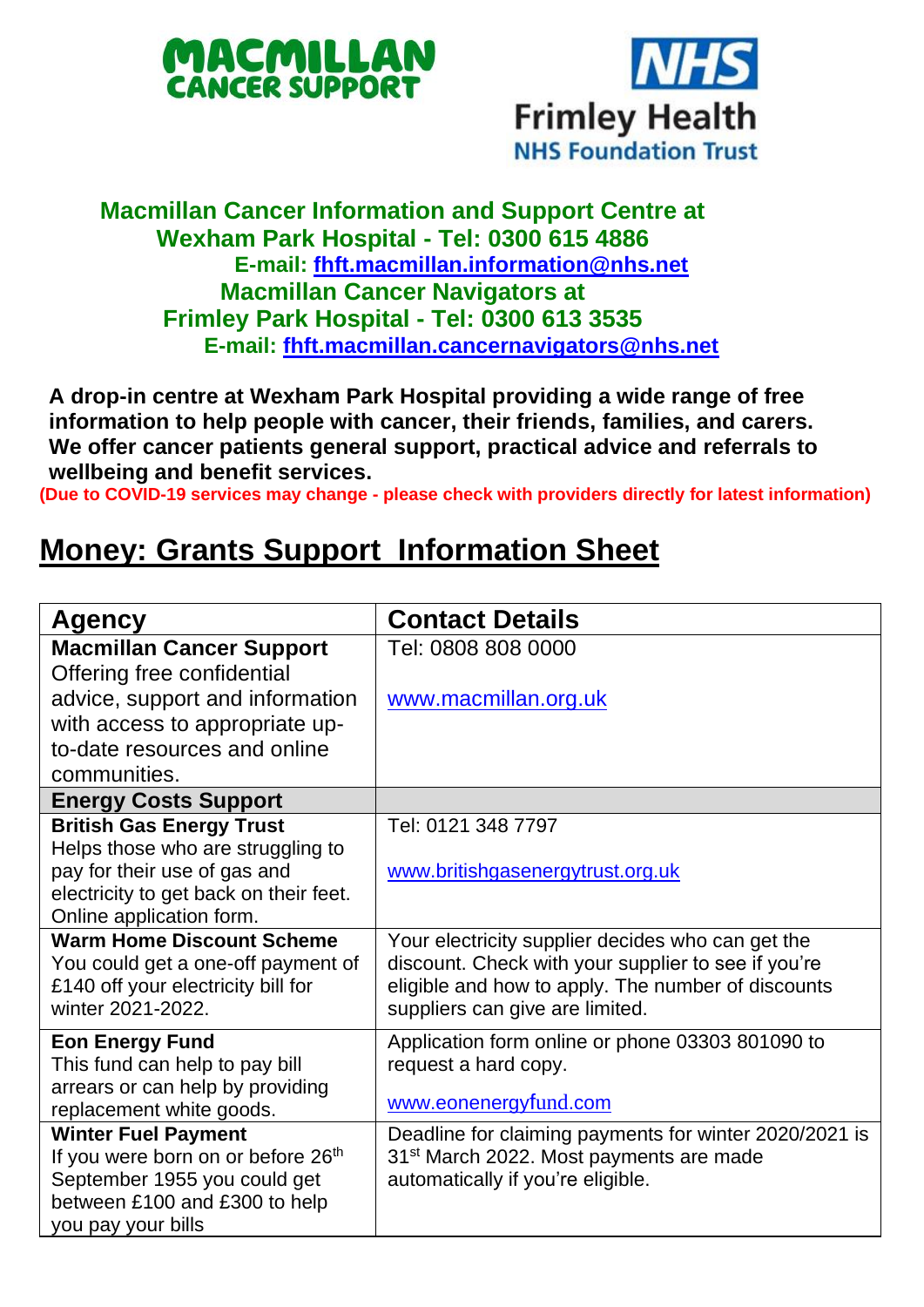**MACMILLAN CANCER SUPPORT**

**NHS Frimley Health NHS Foundation Trust**

**Macmillan Cancer Information and Support Centre at Wexham Park Hospital - Tel: 0300 615 4886**
**E-mail: fhft.macmillan.information@nhs.net**
**Macmillan Cancer Navigators at Frimley Park Hospital - Tel: 0300 613 3535**
**E-mail: fhft.macmillan.cancernavigators@nhs.net**

**A drop-in centre at Wexham Park Hospital providing a wide range of free information to help people with cancer, their friends, families, and carers. We offer cancer patients general support, practical advice and referrals to wellbeing and benefit services.**

**(Due to COVID-19 services may change - please check with providers directly for latest information)**

# Money: Grants Support Information Sheet

| Agency | Contact Details |
|---|---|
| **Macmillan Cancer Support** Offering free confidential advice, support and information with access to appropriate up-to-date resources and online communities. | Tel: 0808 808 0000<br><br>www.macmillan.org.uk |
| **Energy Costs Support** | |
| **British Gas Energy Trust** Helps those who are struggling to pay for their use of gas and electricity to get back on their feet. Online application form. | Tel: 0121 348 7797<br><br>www.britishgasenergytrust.org.uk |
| **Warm Home Discount Scheme** You could get a one-off payment of £140 off your electricity bill for winter 2021-2022. | Your electricity supplier decides who can get the discount. Check with your supplier to see if you're eligible and how to apply. The number of discounts suppliers can give are limited. |
| **Eon Energy Fund** This fund can help to pay bill arrears or can help by providing replacement white goods. | Application form online or phone 03303 801090 to request a hard copy.<br><br>www.eonenergyfund.com |
| **Winter Fuel Payment** If you were born on or before 26th September 1955 you could get between £100 and £300 to help you pay your bills | Deadline for claiming payments for winter 2020/2021 is 31st March 2022. Most payments are made automatically if you're eligible. |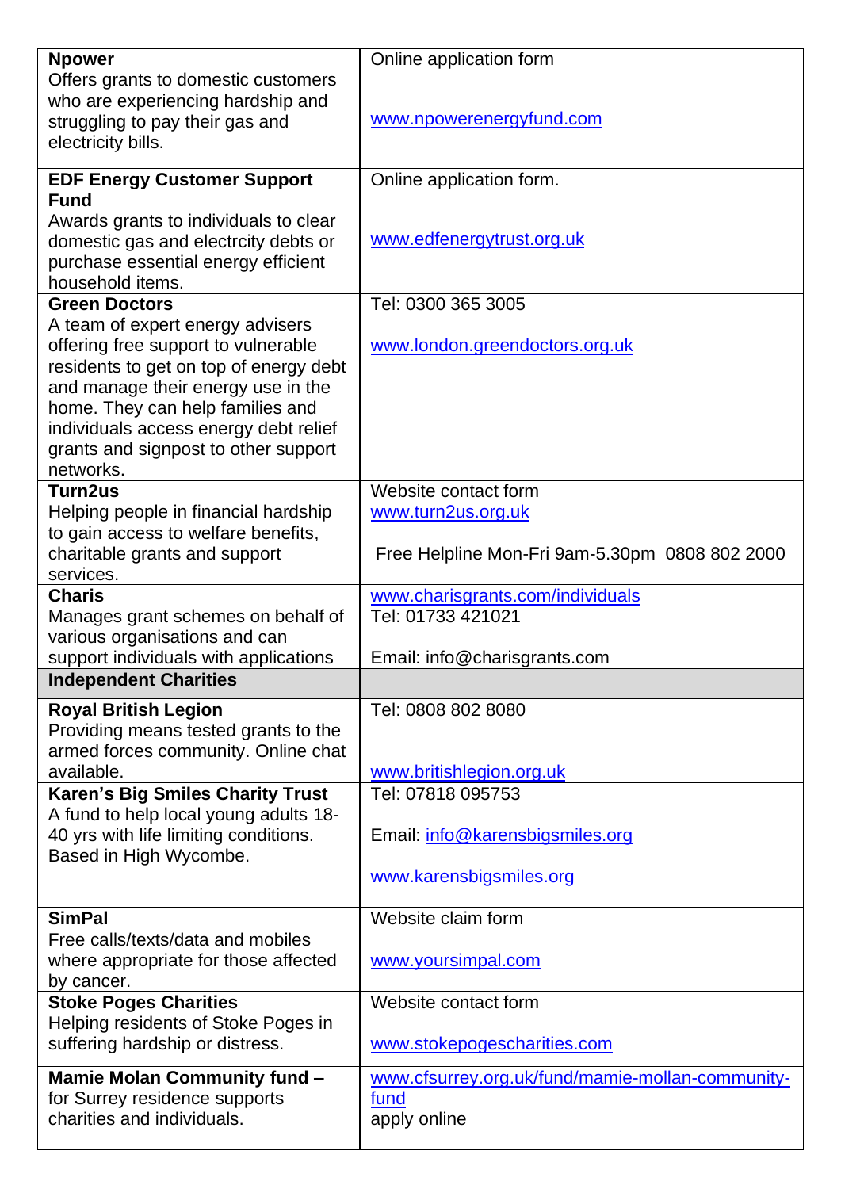| | |
|---|---|
| **Npower**<br>Offers grants to domestic customers who are experiencing hardship and struggling to pay their gas and electricity bills. | Online application form<br><br>www.npowerenergyfund.com |
| **EDF Energy Customer Support Fund**<br>Awards grants to individuals to clear domestic gas and electrcity debts or purchase essential energy efficient household items. | Online application form.<br><br>www.edfenergytrust.org.uk |
| **Green Doctors**<br>A team of expert energy advisers offering free support to vulnerable residents to get on top of energy debt and manage their energy use in the home. They can help families and individuals access energy debt relief grants and signpost to other support networks. | Tel: 0300 365 3005<br><br>www.london.greendoctors.org.uk |
| **Turn2us**<br>Helping people in financial hardship to gain access to welfare benefits, charitable grants and support services. | Website contact form<br>www.turn2us.org.uk<br><br>Free Helpline Mon-Fri 9am-5.30pm 0808 802 2000 |
| **Charis**<br>Manages grant schemes on behalf of various organisations and can support individuals with applications | www.charisgrants.com/individuals<br>Tel: 01733 421021<br><br>Email: info@charisgrants.com |
| **Independent Charities** | |
| **Royal British Legion**<br>Providing means tested grants to the armed forces community. Online chat available. | Tel: 0808 802 8080<br><br>www.britishlegion.org.uk |
| **Karen's Big Smiles Charity Trust**<br>A fund to help local young adults 18-40 yrs with life limiting conditions. Based in High Wycombe. | Tel: 07818 095753<br><br>Email: info@karensbigsmiles.org<br><br>www.karensbigsmiles.org |
| **SimPal**<br>Free calls/texts/data and mobiles where appropriate for those affected by cancer. | Website claim form<br><br>www.yoursimpal.com |
| **Stoke Poges Charities**<br>Helping residents of Stoke Poges in suffering hardship or distress. | Website contact form<br><br>www.stokepogescharities.com |
| **Mamie Molan Community fund –** for Surrey residence supports charities and individuals. | www.cfsurrey.org.uk/fund/mamie-mollan-community-fund<br>apply online |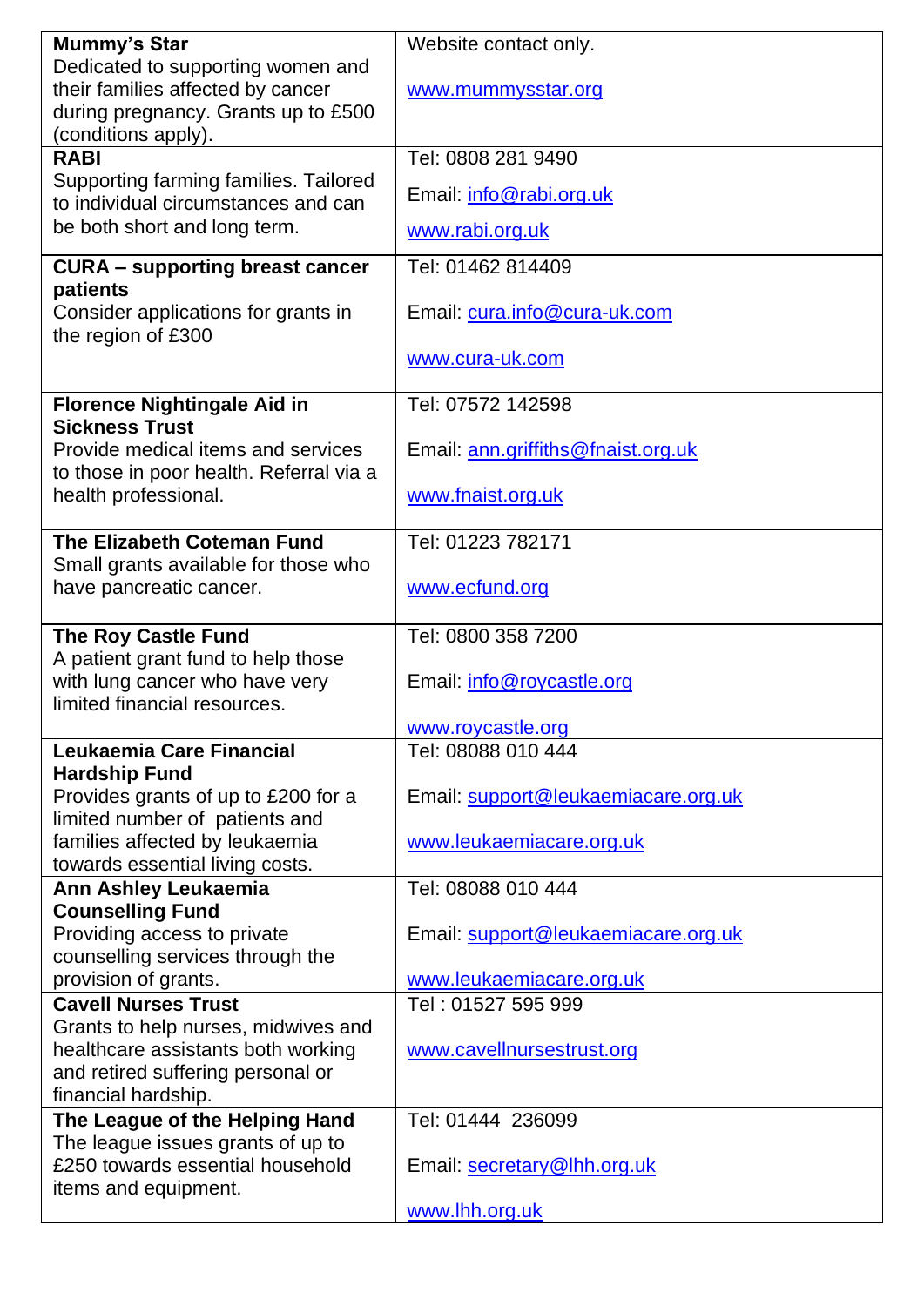| | |
|---|---|
| **Mummy's Star**<br>Dedicated to supporting women and their families affected by cancer during pregnancy. Grants up to £500 (conditions apply). | Website contact only.<br><br>www.mummysstar.org |
| **RABI**<br>Supporting farming families. Tailored to individual circumstances and can be both short and long term. | Tel: 0808 281 9490<br><br>Email: info@rabi.org.uk<br><br>www.rabi.org.uk |
| **CURA – supporting breast cancer patients**<br>Consider applications for grants in the region of £300 | Tel: 01462 814409<br><br>Email: cura.info@cura-uk.com<br><br>www.cura-uk.com |
| **Florence Nightingale Aid in Sickness Trust**<br>Provide medical items and services to those in poor health. Referral via a health professional. | Tel: 07572 142598<br><br>Email: ann.griffiths@fnaist.org.uk<br><br>www.fnaist.org.uk |
| **The Elizabeth Coteman Fund**<br>Small grants available for those who have pancreatic cancer. | Tel: 01223 782171<br><br>www.ecfund.org |
| **The Roy Castle Fund**<br>A patient grant fund to help those with lung cancer who have very limited financial resources. | Tel: 0800 358 7200<br><br>Email: info@roycastle.org<br><br>www.roycastle.org |
| **Leukaemia Care Financial Hardship Fund**<br>Provides grants of up to £200 for a limited number of patients and families affected by leukaemia towards essential living costs. | Tel: 08088 010 444<br><br>Email: support@leukaemiacare.org.uk<br><br>www.leukaemiacare.org.uk |
| **Ann Ashley Leukaemia Counselling Fund**<br>Providing access to private counselling services through the provision of grants. | Tel: 08088 010 444<br><br>Email: support@leukaemiacare.org.uk<br><br>www.leukaemiacare.org.uk |
| **Cavell Nurses Trust**<br>Grants to help nurses, midwives and healthcare assistants both working and retired suffering personal or financial hardship. | Tel : 01527 595 999<br><br>www.cavellnursestrust.org |
| **The League of the Helping Hand**<br>The league issues grants of up to £250 towards essential household items and equipment. | Tel: 01444 236099<br><br>Email: secretary@lhh.org.uk<br><br>www.lhh.org.uk |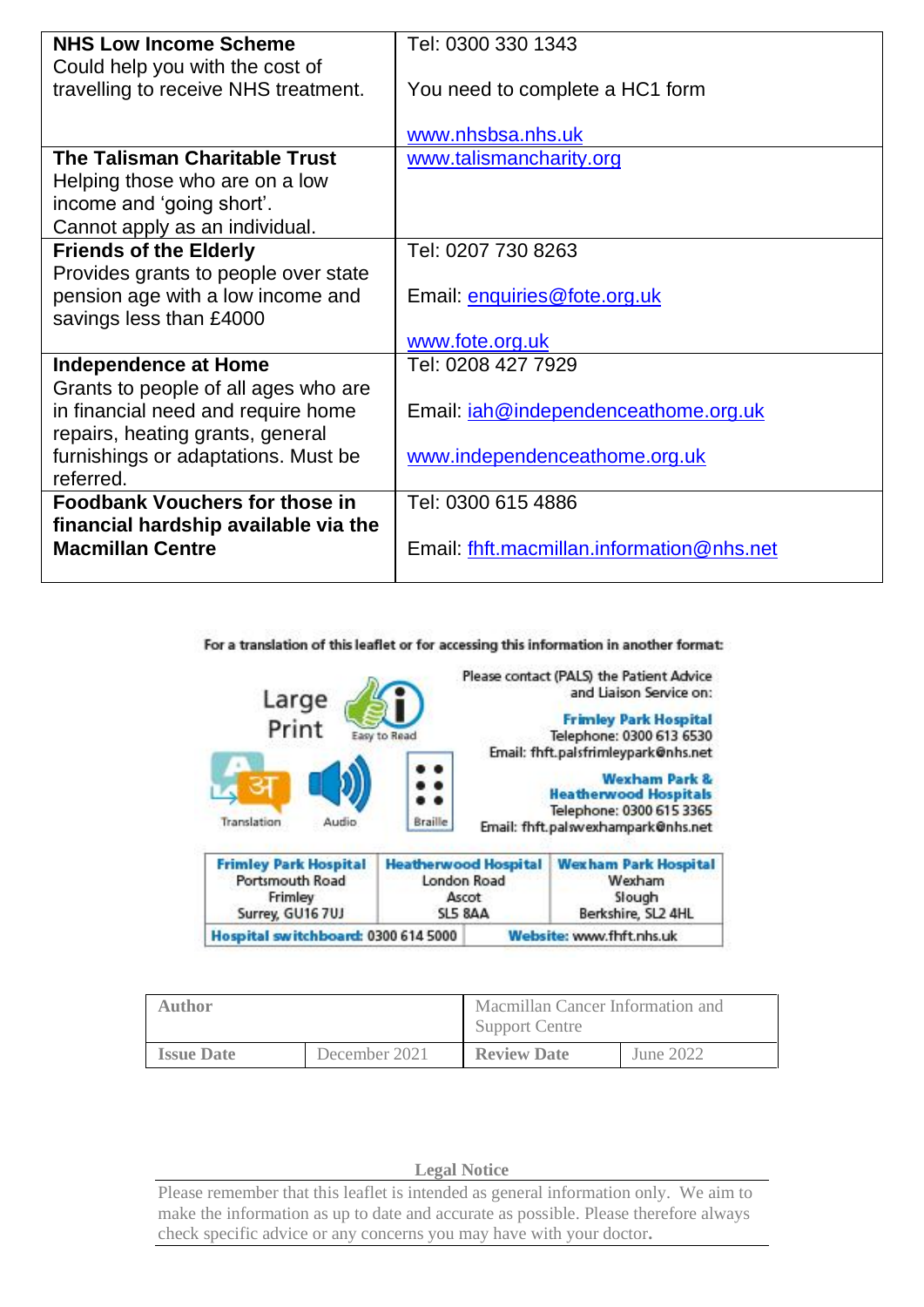| | |
|---|---|
| **NHS Low Income Scheme** Could help you with the cost of travelling to receive NHS treatment. | Tel: 0300 330 1343<br><br>You need to complete a HC1 form<br><br>www.nhsbsa.nhs.uk |
| **The Talisman Charitable Trust** Helping those who are on a low income and 'going short'. Cannot apply as an individual. | www.talismancharity.org |
| **Friends of the Elderly** Provides grants to people over state pension age with a low income and savings less than £4000 | Tel: 0207 730 8263<br><br>Email: enquiries@fote.org.uk<br><br>www.fote.org.uk |
| **Independence at Home** Grants to people of all ages who are in financial need and require home repairs, heating grants, general furnishings or adaptations. Must be referred. | Tel: 0208 427 7929<br><br>Email: iah@independenceathome.org.uk<br><br>www.independenceathome.org.uk |
| **Foodbank Vouchers for those in financial hardship available via the Macmillan Centre** | Tel: 0300 615 4886<br><br>Email: fhft.macmillan.information@nhs.net |

For a translation of this leaflet or for accessing this information in another format:

Large Print

Easy to Read

Translation

Audio

Braille

Please contact (PALS) the Patient Advice and Liaison Service on:

**Frimley Park Hospital**
Telephone: 0300 613 6530
Email: fhft.palsfrimleypark@nhs.net

**Wexham Park & Heatherwood Hospitals**
Telephone: 0300 615 3365
Email: fhft.palswexhampark@nhs.net

| **Frimley Park Hospital** | **Heatherwood Hospital** | **Wexham Park Hospital** |
|---|---|---|
| Portsmouth Road<br>Frimley<br>Surrey, GU16 7UJ | London Road<br>Ascot<br>SL5 8AA | Wexham<br>Slough<br>Berkshire, SL2 4HL |
| **Hospital switchboard:** 0300 614 5000 | **Website:** www.fhft.nhs.uk | |

| | | | |
|---|---|---|---|
| **Author** | | Macmillan Cancer Information and Support Centre | |
| **Issue Date** | December 2021 | **Review Date** | June 2022 |

**Legal Notice**

Please remember that this leaflet is intended as general information only. We aim to make the information as up to date and accurate as possible. Please therefore always check specific advice or any concerns you may have with your doctor.